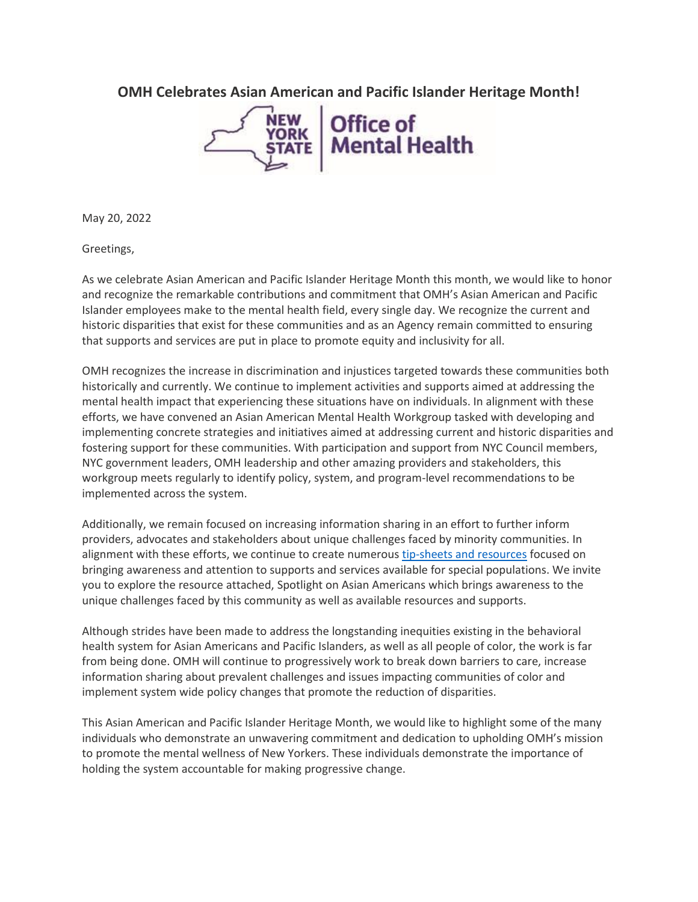# OMH Celebrates Asian American and Pacific Islander Heritage Month!

May 20, 2022

Greetings,

As we celebrate Asian American and Pacific Islander Heritage Month this month, we would like to honor and recognize the remarkable contributions and commitment that OMH's Asian American and Pacific Islander employees make to the mental health field, every single day. We recognize the current and historic disparities that exist for these communities and as an Agency remain committed to ensuring that supports and services are put in place to promote equity and inclusivity for all.

OMH recognizes the increase in discrimination and injustices targeted towards these communities both historically and currently. We continue to implement activities and supports aimed at addressing the mental health impact that experiencing these situations have on individuals. In alignment with these efforts, we have convened an Asian American Mental Health Workgroup tasked with developing and implementing concrete strategies and initiatives aimed at addressing current and historic disparities and fostering support for these communities. With participation and support from NYC Council members, NYC government leaders, OMH leadership and other amazing providers and stakeholders, this workgroup meets regularly to identify policy, system, and program-level recommendations to be implemented across the system.

Additionally, we remain focused on increasing information sharing in an effort to further inform providers, advocates and stakeholders about unique challenges faced by minority communities. In alignment with these efforts, we continue to create numerous tip-sheets and resources focused on bringing awareness and attention to supports and services available for special populations. We invite you to explore the resource attached, Spotlight on Asian Americans which brings awareness to the unique challenges faced by this community as well as available resources and supports.

Although strides have been made to address the longstanding inequities existing in the behavioral health system for Asian Americans and Pacific Islanders, as well as all people of color, the work is far from being done. OMH will continue to progressively work to break down barriers to care, increase information sharing about prevalent challenges and issues impacting communities of color and implement system wide policy changes that promote the reduction of disparities.

This Asian American and Pacific Islander Heritage Month, we would like to highlight some of the many individuals who demonstrate an unwavering commitment and dedication to upholding OMH's mission to promote the mental wellness of New Yorkers. These individuals demonstrate the importance of holding the system accountable for making progressive change.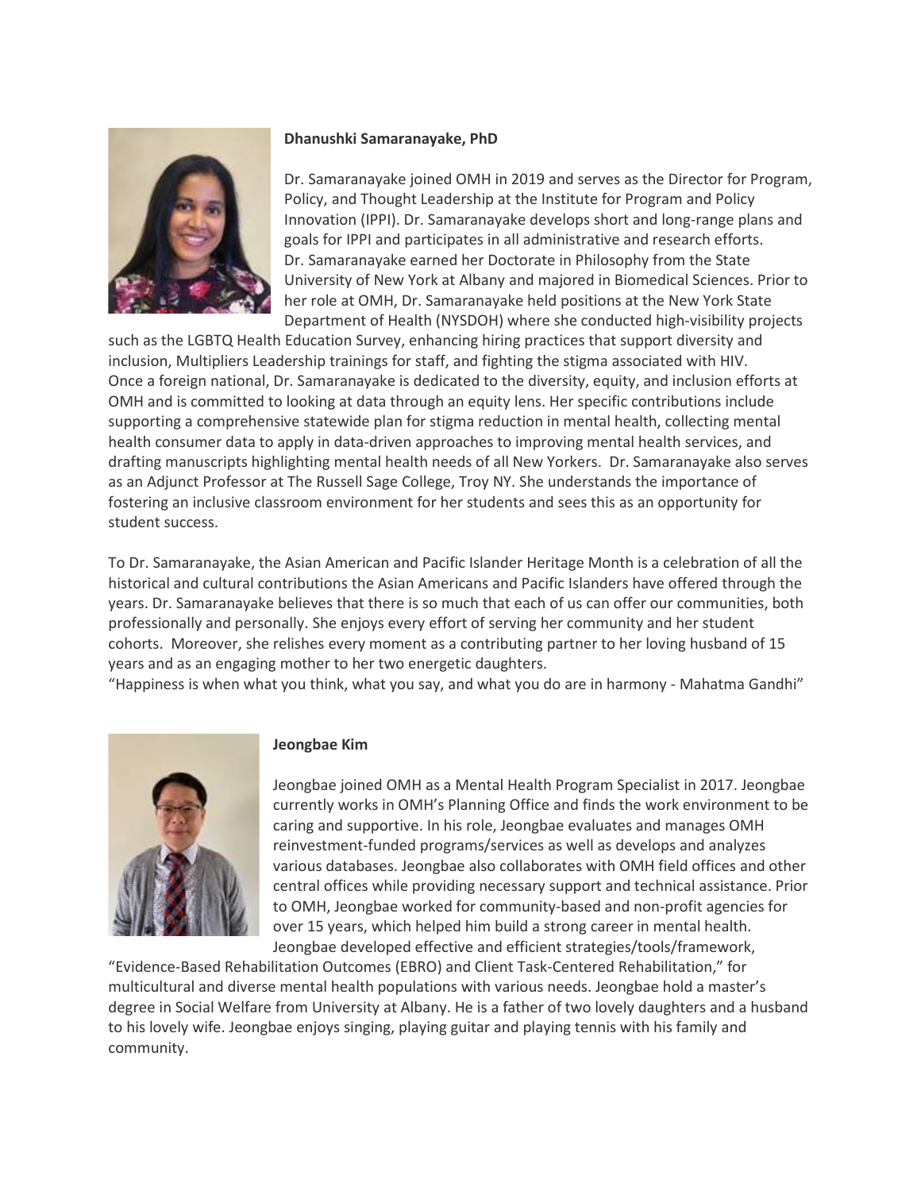**Dhanushki Samaranayake, PhD**

Dr. Samaranayake joined OMH in 2019 and serves as the Director for Program, Policy, and Thought Leadership at the Institute for Program and Policy Innovation (IPPI). Dr. Samaranayake develops short and long-range plans and goals for IPPI and participates in all administrative and research efforts. Dr. Samaranayake earned her Doctorate in Philosophy from the State University of New York at Albany and majored in Biomedical Sciences. Prior to her role at OMH, Dr. Samaranayake held positions at the New York State Department of Health (NYSDOH) where she conducted high-visibility projects such as the LGBTQ Health Education Survey, enhancing hiring practices that support diversity and inclusion, Multipliers Leadership trainings for staff, and fighting the stigma associated with HIV. Once a foreign national, Dr. Samaranayake is dedicated to the diversity, equity, and inclusion efforts at OMH and is committed to looking at data through an equity lens. Her specific contributions include supporting a comprehensive statewide plan for stigma reduction in mental health, collecting mental health consumer data to apply in data-driven approaches to improving mental health services, and drafting manuscripts highlighting mental health needs of all New Yorkers. Dr. Samaranayake also serves as an Adjunct Professor at The Russell Sage College, Troy NY. She understands the importance of fostering an inclusive classroom environment for her students and sees this as an opportunity for student success.

To Dr. Samaranayake, the Asian American and Pacific Islander Heritage Month is a celebration of all the historical and cultural contributions the Asian Americans and Pacific Islanders have offered through the years. Dr. Samaranayake believes that there is so much that each of us can offer our communities, both professionally and personally. She enjoys every effort of serving her community and her student cohorts. Moreover, she relishes every moment as a contributing partner to her loving husband of 15 years and as an engaging mother to her two energetic daughters.
"Happiness is when what you think, what you say, and what you do are in harmony - Mahatma Gandhi"

**Jeongbae Kim**

Jeongbae joined OMH as a Mental Health Program Specialist in 2017. Jeongbae currently works in OMH's Planning Office and finds the work environment to be caring and supportive. In his role, Jeongbae evaluates and manages OMH reinvestment-funded programs/services as well as develops and analyzes various databases. Jeongbae also collaborates with OMH field offices and other central offices while providing necessary support and technical assistance. Prior to OMH, Jeongbae worked for community-based and non-profit agencies for over 15 years, which helped him build a strong career in mental health. Jeongbae developed effective and efficient strategies/tools/framework, "Evidence-Based Rehabilitation Outcomes (EBRO) and Client Task-Centered Rehabilitation," for multicultural and diverse mental health populations with various needs. Jeongbae hold a master's degree in Social Welfare from University at Albany. He is a father of two lovely daughters and a husband to his lovely wife. Jeongbae enjoys singing, playing guitar and playing tennis with his family and community.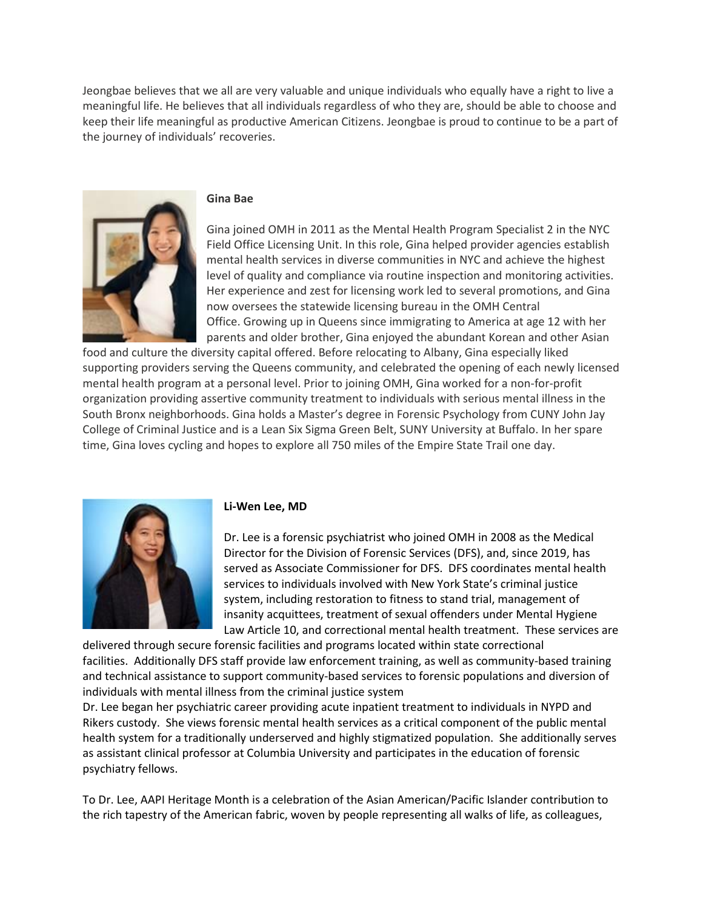Jeongbae believes that we all are very valuable and unique individuals who equally have a right to live a meaningful life. He believes that all individuals regardless of who they are, should be able to choose and keep their life meaningful as productive American Citizens. Jeongbae is proud to continue to be a part of the journey of individuals' recoveries.

**Gina Bae**

Gina joined OMH in 2011 as the Mental Health Program Specialist 2 in the NYC Field Office Licensing Unit. In this role, Gina helped provider agencies establish mental health services in diverse communities in NYC and achieve the highest level of quality and compliance via routine inspection and monitoring activities. Her experience and zest for licensing work led to several promotions, and Gina now oversees the statewide licensing bureau in the OMH Central Office. Growing up in Queens since immigrating to America at age 12 with her parents and older brother, Gina enjoyed the abundant Korean and other Asian food and culture the diversity capital offered. Before relocating to Albany, Gina especially liked supporting providers serving the Queens community, and celebrated the opening of each newly licensed mental health program at a personal level. Prior to joining OMH, Gina worked for a non-for-profit organization providing assertive community treatment to individuals with serious mental illness in the South Bronx neighborhoods. Gina holds a Master's degree in Forensic Psychology from CUNY John Jay College of Criminal Justice and is a Lean Six Sigma Green Belt, SUNY University at Buffalo. In her spare time, Gina loves cycling and hopes to explore all 750 miles of the Empire State Trail one day.

**Li-Wen Lee, MD**

Dr. Lee is a forensic psychiatrist who joined OMH in 2008 as the Medical Director for the Division of Forensic Services (DFS), and, since 2019, has served as Associate Commissioner for DFS. DFS coordinates mental health services to individuals involved with New York State's criminal justice system, including restoration to fitness to stand trial, management of insanity acquittees, treatment of sexual offenders under Mental Hygiene Law Article 10, and correctional mental health treatment. These services are delivered through secure forensic facilities and programs located within state correctional facilities. Additionally DFS staff provide law enforcement training, as well as community-based training and technical assistance to support community-based services to forensic populations and diversion of individuals with mental illness from the criminal justice system

Dr. Lee began her psychiatric career providing acute inpatient treatment to individuals in NYPD and Rikers custody. She views forensic mental health services as a critical component of the public mental health system for a traditionally underserved and highly stigmatized population. She additionally serves as assistant clinical professor at Columbia University and participates in the education of forensic psychiatry fellows.

To Dr. Lee, AAPI Heritage Month is a celebration of the Asian American/Pacific Islander contribution to the rich tapestry of the American fabric, woven by people representing all walks of life, as colleagues,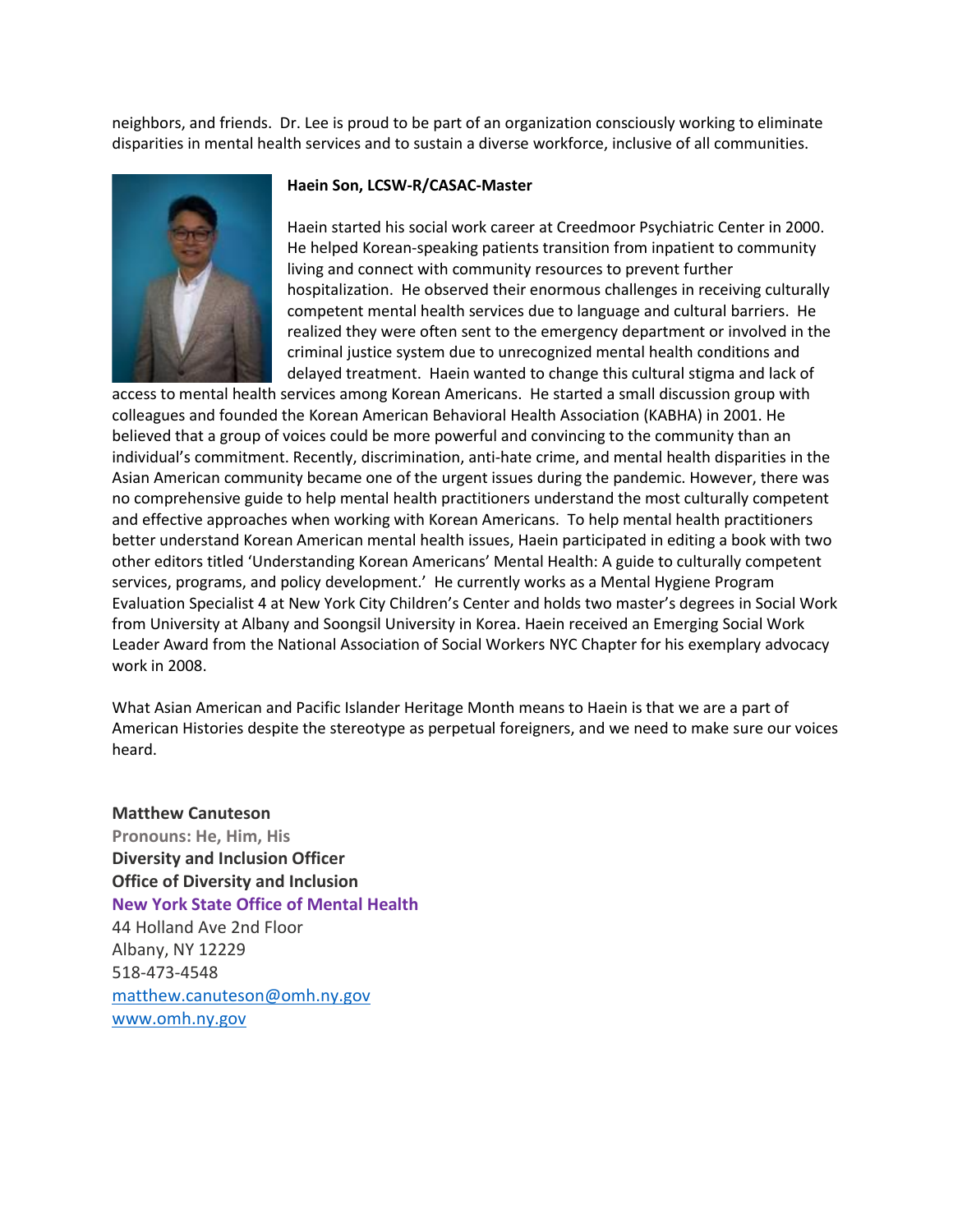neighbors, and friends. Dr. Lee is proud to be part of an organization consciously working to eliminate disparities in mental health services and to sustain a diverse workforce, inclusive of all communities.

**Haein Son, LCSW-R/CASAC-Master**

Haein started his social work career at Creedmoor Psychiatric Center in 2000. He helped Korean-speaking patients transition from inpatient to community living and connect with community resources to prevent further hospitalization. He observed their enormous challenges in receiving culturally competent mental health services due to language and cultural barriers. He realized they were often sent to the emergency department or involved in the criminal justice system due to unrecognized mental health conditions and delayed treatment. Haein wanted to change this cultural stigma and lack of access to mental health services among Korean Americans. He started a small discussion group with colleagues and founded the Korean American Behavioral Health Association (KABHA) in 2001. He believed that a group of voices could be more powerful and convincing to the community than an individual's commitment. Recently, discrimination, anti-hate crime, and mental health disparities in the Asian American community became one of the urgent issues during the pandemic. However, there was no comprehensive guide to help mental health practitioners understand the most culturally competent and effective approaches when working with Korean Americans. To help mental health practitioners better understand Korean American mental health issues, Haein participated in editing a book with two other editors titled 'Understanding Korean Americans' Mental Health: A guide to culturally competent services, programs, and policy development.' He currently works as a Mental Hygiene Program Evaluation Specialist 4 at New York City Children's Center and holds two master's degrees in Social Work from University at Albany and Soongsil University in Korea. Haein received an Emerging Social Work Leader Award from the National Association of Social Workers NYC Chapter for his exemplary advocacy work in 2008.

What Asian American and Pacific Islander Heritage Month means to Haein is that we are a part of American Histories despite the stereotype as perpetual foreigners, and we need to make sure our voices heard.

**Matthew Canuteson**
**Pronouns: He, Him, His**
**Diversity and Inclusion Officer**
**Office of Diversity and Inclusion**
**New York State Office of Mental Health**
44 Holland Ave 2nd Floor
Albany, NY 12229
518-473-4548
matthew.canuteson@omh.ny.gov
www.omh.ny.gov